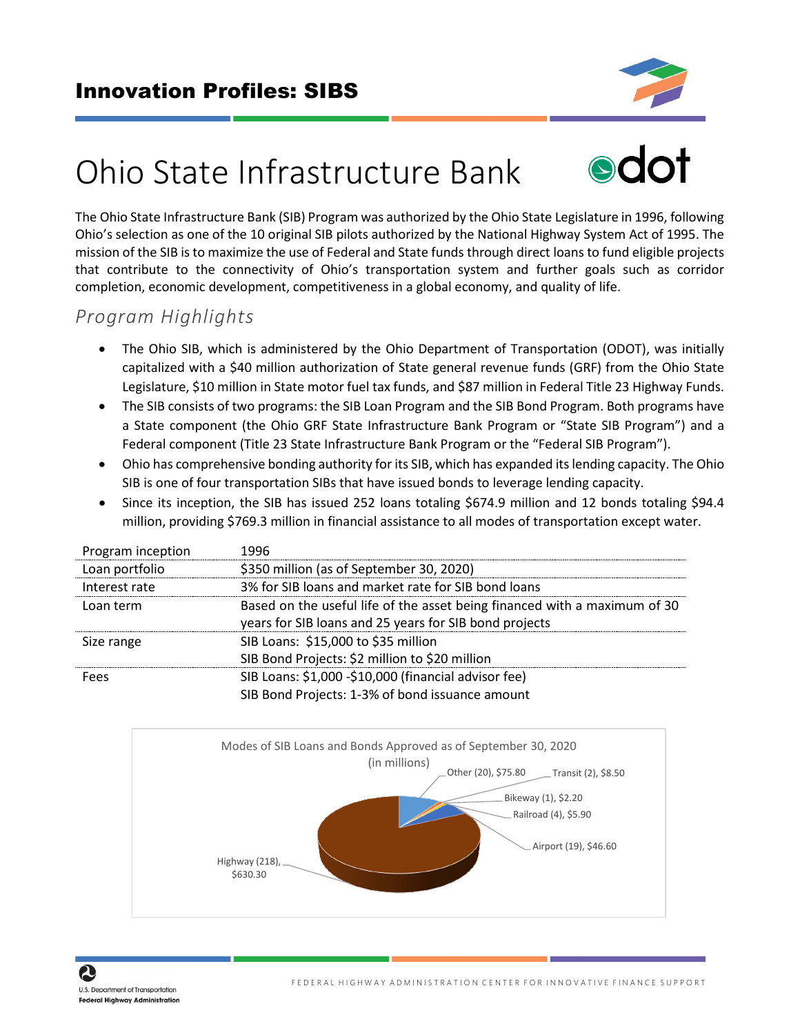# Innovation Profiles: SIBS

# Ohio State Infrastructure Bank

The Ohio State Infrastructure Bank (SIB) Program was authorized by the Ohio State Legislature in 1996, following Ohio's selection as one of the 10 original SIB pilots authorized by the National Highway System Act of 1995. The mission of the SIB is to maximize the use of Federal and State funds through direct loans to fund eligible projects that contribute to the connectivity of Ohio's transportation system and further goals such as corridor completion, economic development, competitiveness in a global economy, and quality of life.

## *Program Highlights*

- The Ohio SIB, which is administered by the Ohio Department of Transportation (ODOT), was initially capitalized with a $40 million authorization of State general revenue funds (GRF) from the Ohio State Legislature, $10 million in State motor fuel tax funds, and $87 million in Federal Title 23 Highway Funds.
- The SIB consists of two programs: the SIB Loan Program and the SIB Bond Program. Both programs have a State component (the Ohio GRF State Infrastructure Bank Program or "State SIB Program") and a Federal component (Title 23 State Infrastructure Bank Program or the "Federal SIB Program").
- Ohio has comprehensive bonding authority for its SIB, which has expanded its lending capacity. The Ohio SIB is one of four transportation SIBs that have issued bonds to leverage lending capacity.
- Since its inception, the SIB has issued 252 loans totaling $674.9 million and 12 bonds totaling $94.4 million, providing $769.3 million in financial assistance to all modes of transportation except water.

| | |
|---|---|
| Program inception | 1996 |
| Loan portfolio | $350 million (as of September 30, 2020) |
| Interest rate | 3% for SIB loans and market rate for SIB bond loans |
| Loan term | Based on the useful life of the asset being financed with a maximum of 30 years for SIB loans and 25 years for SIB bond projects |
| Size range | SIB Loans: $15,000 to $35 million<br>SIB Bond Projects: $2 million to $20 million |
| Fees | SIB Loans: $1,000 -$10,000 (financial advisor fee)<br>SIB Bond Projects: 1-3% of bond issuance amount |

Modes of SIB Loans and Bonds Approved as of September 30, 2020 (in millions)

- Highway (218), $630.30
- Other (20), $75.80
- Transit (2), $8.50
- Bikeway (1), $2.20
- Railroad (4), $5.90
- Airport (19), $46.60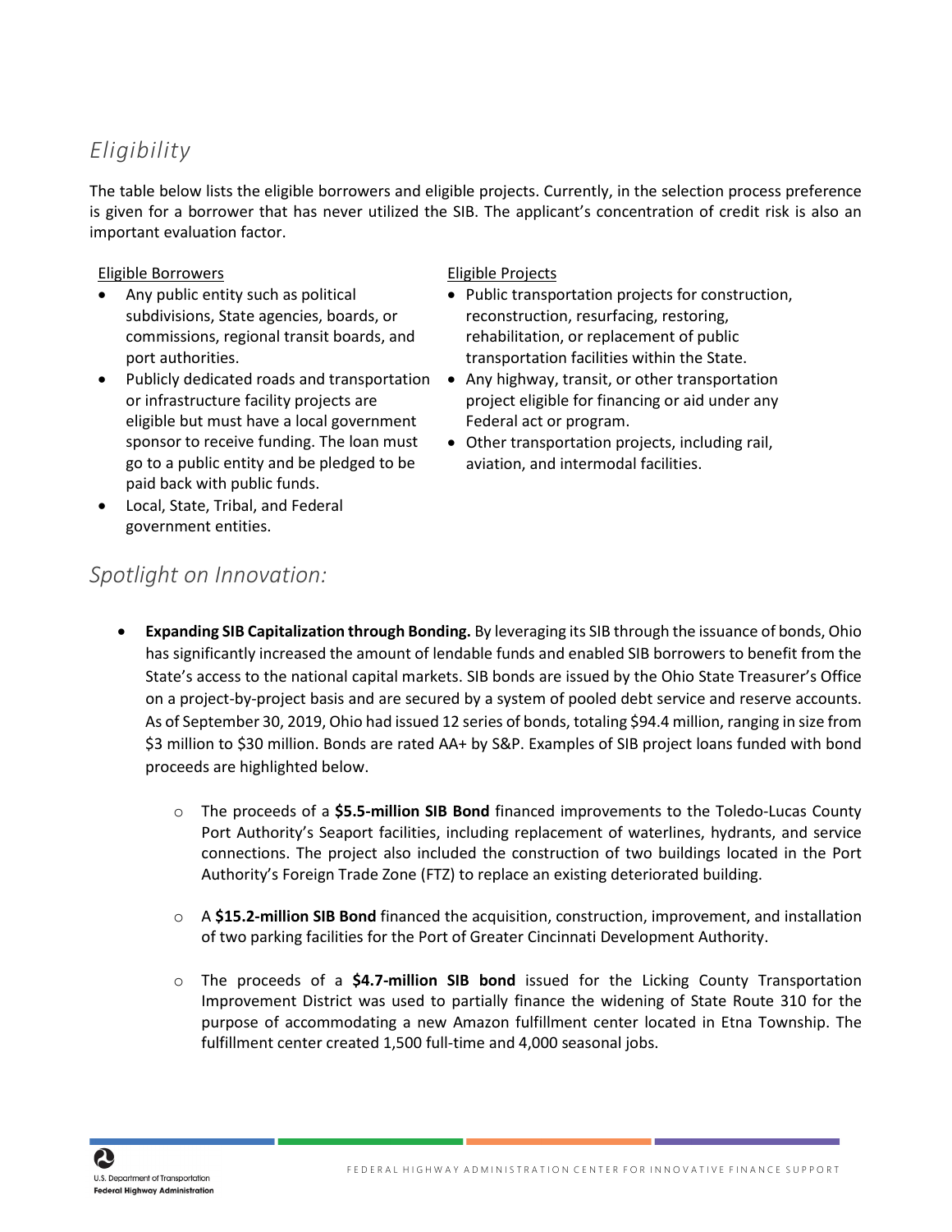## *Eligibility*

The table below lists the eligible borrowers and eligible projects. Currently, in the selection process preference is given for a borrower that has never utilized the SIB. The applicant's concentration of credit risk is also an important evaluation factor.

| Eligible Borrowers | Eligible Projects |
|---|---|
| • Any public entity such as political subdivisions, State agencies, boards, or commissions, regional transit boards, and port authorities.<br>• Publicly dedicated roads and transportation or infrastructure facility projects are eligible but must have a local government sponsor to receive funding. The loan must go to a public entity and be pledged to be paid back with public funds.<br>• Local, State, Tribal, and Federal government entities. | • Public transportation projects for construction, reconstruction, resurfacing, restoring, rehabilitation, or replacement of public transportation facilities within the State.<br>• Any highway, transit, or other transportation project eligible for financing or aid under any Federal act or program.<br>• Other transportation projects, including rail, aviation, and intermodal facilities. |

## *Spotlight on Innovation:*

- **Expanding SIB Capitalization through Bonding.** By leveraging its SIB through the issuance of bonds, Ohio has significantly increased the amount of lendable funds and enabled SIB borrowers to benefit from the State's access to the national capital markets. SIB bonds are issued by the Ohio State Treasurer's Office on a project-by-project basis and are secured by a system of pooled debt service and reserve accounts. As of September 30, 2019, Ohio had issued 12 series of bonds, totaling $94.4 million, ranging in size from $3 million to $30 million. Bonds are rated AA+ by S&P. Examples of SIB project loans funded with bond proceeds are highlighted below.
  - The proceeds of a **$5.5-million SIB Bond** financed improvements to the Toledo-Lucas County Port Authority's Seaport facilities, including replacement of waterlines, hydrants, and service connections. The project also included the construction of two buildings located in the Port Authority's Foreign Trade Zone (FTZ) to replace an existing deteriorated building.
  - A **$15.2-million SIB Bond** financed the acquisition, construction, improvement, and installation of two parking facilities for the Port of Greater Cincinnati Development Authority.
  - The proceeds of a **$4.7-million SIB bond** issued for the Licking County Transportation Improvement District was used to partially finance the widening of State Route 310 for the purpose of accommodating a new Amazon fulfillment center located in Etna Township. The fulfillment center created 1,500 full-time and 4,000 seasonal jobs.